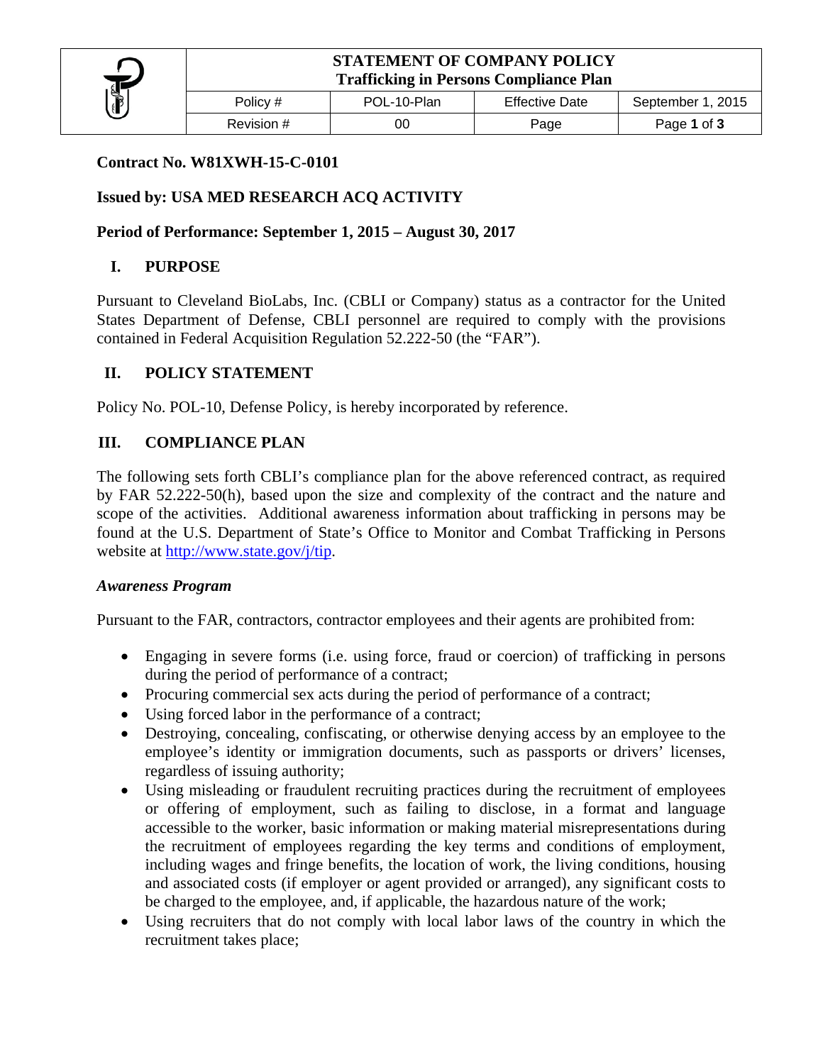| STATEMENT OF COMPANY POLICY<br>Trafficking in Persons Compliance Plan | | | |
|---|---|---|---|
| Policy # | POL-10-Plan | Effective Date | September 1, 2015 |
| Revision # | 00 | Page | |

**Contract No. W81XWH-15-C-0101**

**Issued by: USA MED RESEARCH ACQ ACTIVITY**

**Period of Performance: September 1, 2015 – August 30, 2017**

## I. PURPOSE

Pursuant to Cleveland BioLabs, Inc. (CBLI or Company) status as a contractor for the United States Department of Defense, CBLI personnel are required to comply with the provisions contained in Federal Acquisition Regulation 52.222-50 (the "FAR").

## II. POLICY STATEMENT

Policy No. POL-10, Defense Policy, is hereby incorporated by reference.

## III. COMPLIANCE PLAN

The following sets forth CBLI's compliance plan for the above referenced contract, as required by FAR 52.222-50(h), based upon the size and complexity of the contract and the nature and scope of the activities. Additional awareness information about trafficking in persons may be found at the U.S. Department of State's Office to Monitor and Combat Trafficking in Persons website at http://www.state.gov/j/tip.

***Awareness Program***

Pursuant to the FAR, contractors, contractor employees and their agents are prohibited from:

- Engaging in severe forms (i.e. using force, fraud or coercion) of trafficking in persons during the period of performance of a contract;
- Procuring commercial sex acts during the period of performance of a contract;
- Using forced labor in the performance of a contract;
- Destroying, concealing, confiscating, or otherwise denying access by an employee to the employee's identity or immigration documents, such as passports or drivers' licenses, regardless of issuing authority;
- Using misleading or fraudulent recruiting practices during the recruitment of employees or offering of employment, such as failing to disclose, in a format and language accessible to the worker, basic information or making material misrepresentations during the recruitment of employees regarding the key terms and conditions of employment, including wages and fringe benefits, the location of work, the living conditions, housing and associated costs (if employer or agent provided or arranged), any significant costs to be charged to the employee, and, if applicable, the hazardous nature of the work;
- Using recruiters that do not comply with local labor laws of the country in which the recruitment takes place;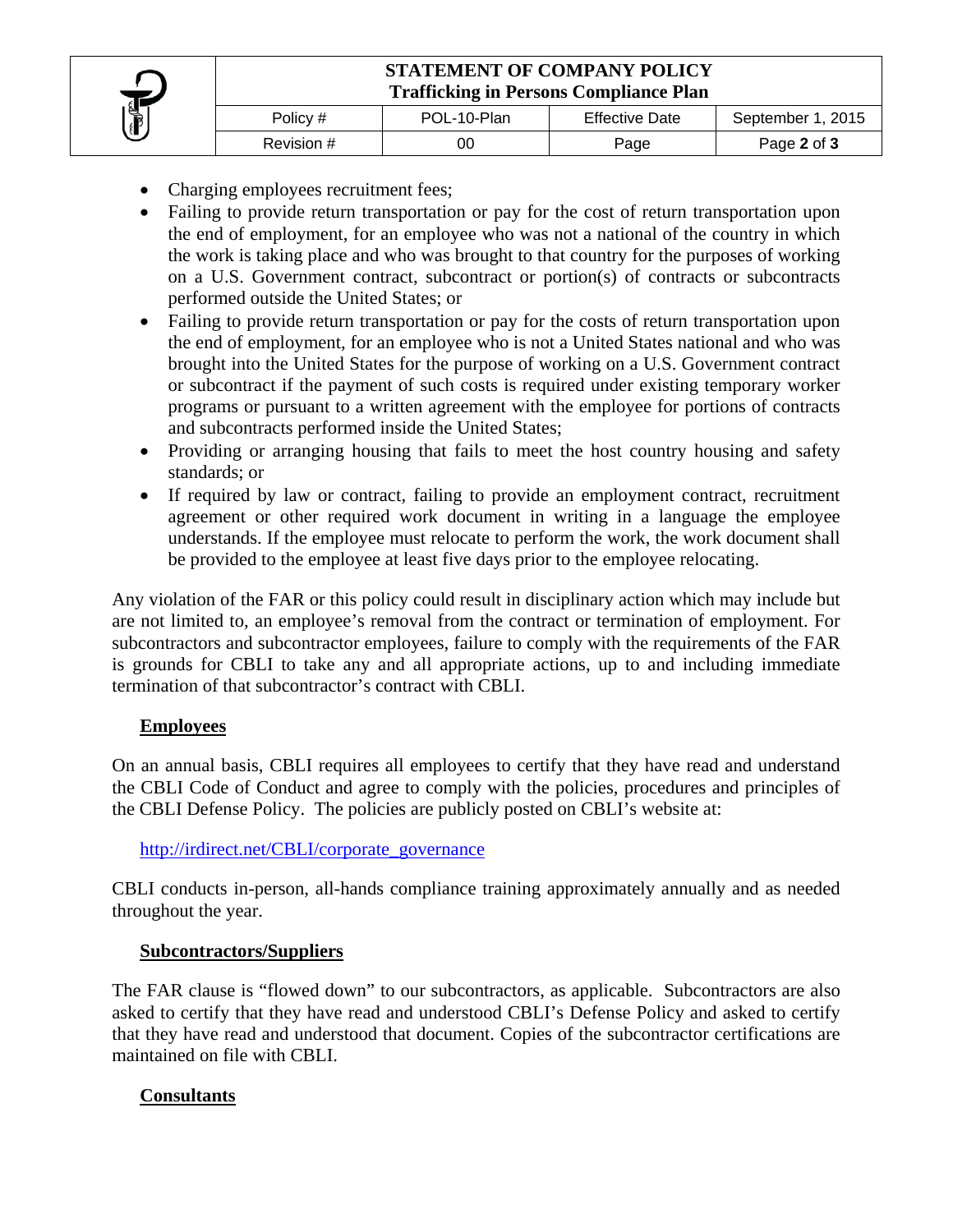- Charging employees recruitment fees;
- Failing to provide return transportation or pay for the cost of return transportation upon the end of employment, for an employee who was not a national of the country in which the work is taking place and who was brought to that country for the purposes of working on a U.S. Government contract, subcontract or portion(s) of contracts or subcontracts performed outside the United States; or
- Failing to provide return transportation or pay for the costs of return transportation upon the end of employment, for an employee who is not a United States national and who was brought into the United States for the purpose of working on a U.S. Government contract or subcontract if the payment of such costs is required under existing temporary worker programs or pursuant to a written agreement with the employee for portions of contracts and subcontracts performed inside the United States;
- Providing or arranging housing that fails to meet the host country housing and safety standards; or
- If required by law or contract, failing to provide an employment contract, recruitment agreement or other required work document in writing in a language the employee understands. If the employee must relocate to perform the work, the work document shall be provided to the employee at least five days prior to the employee relocating.

Any violation of the FAR or this policy could result in disciplinary action which may include but are not limited to, an employee's removal from the contract or termination of employment. For subcontractors and subcontractor employees, failure to comply with the requirements of the FAR is grounds for CBLI to take any and all appropriate actions, up to and including immediate termination of that subcontractor's contract with CBLI.

**Employees**

On an annual basis, CBLI requires all employees to certify that they have read and understand the CBLI Code of Conduct and agree to comply with the policies, procedures and principles of the CBLI Defense Policy. The policies are publicly posted on CBLI's website at:

http://irdirect.net/CBLI/corporate_governance

CBLI conducts in-person, all-hands compliance training approximately annually and as needed throughout the year.

**Subcontractors/Suppliers**

The FAR clause is "flowed down" to our subcontractors, as applicable. Subcontractors are also asked to certify that they have read and understood CBLI's Defense Policy and asked to certify that they have read and understood that document. Copies of the subcontractor certifications are maintained on file with CBLI.

**Consultants**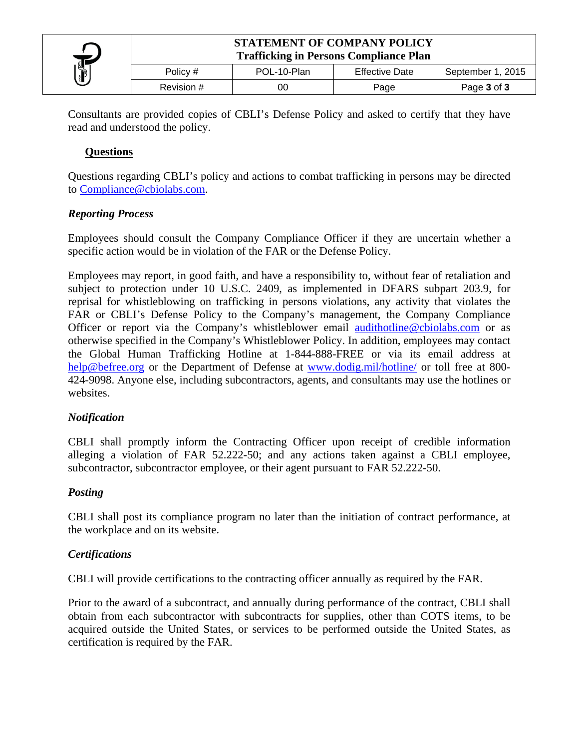Consultants are provided copies of CBLI's Defense Policy and asked to certify that they have read and understood the policy.

**Questions**

Questions regarding CBLI's policy and actions to combat trafficking in persons may be directed to Compliance@cbiolabs.com.

***Reporting Process***

Employees should consult the Company Compliance Officer if they are uncertain whether a specific action would be in violation of the FAR or the Defense Policy.

Employees may report, in good faith, and have a responsibility to, without fear of retaliation and subject to protection under 10 U.S.C. 2409, as implemented in DFARS subpart 203.9, for reprisal for whistleblowing on trafficking in persons violations, any activity that violates the FAR or CBLI's Defense Policy to the Company's management, the Company Compliance Officer or report via the Company's whistleblower email audithotline@cbiolabs.com or as otherwise specified in the Company's Whistleblower Policy. In addition, employees may contact the Global Human Trafficking Hotline at 1-844-888-FREE or via its email address at help@befree.org or the Department of Defense at www.dodig.mil/hotline/ or toll free at 800-424-9098. Anyone else, including subcontractors, agents, and consultants may use the hotlines or websites.

***Notification***

CBLI shall promptly inform the Contracting Officer upon receipt of credible information alleging a violation of FAR 52.222-50; and any actions taken against a CBLI employee, subcontractor, subcontractor employee, or their agent pursuant to FAR 52.222-50.

***Posting***

CBLI shall post its compliance program no later than the initiation of contract performance, at the workplace and on its website.

***Certifications***

CBLI will provide certifications to the contracting officer annually as required by the FAR.

Prior to the award of a subcontract, and annually during performance of the contract, CBLI shall obtain from each subcontractor with subcontracts for supplies, other than COTS items, to be acquired outside the United States, or services to be performed outside the United States, as certification is required by the FAR.